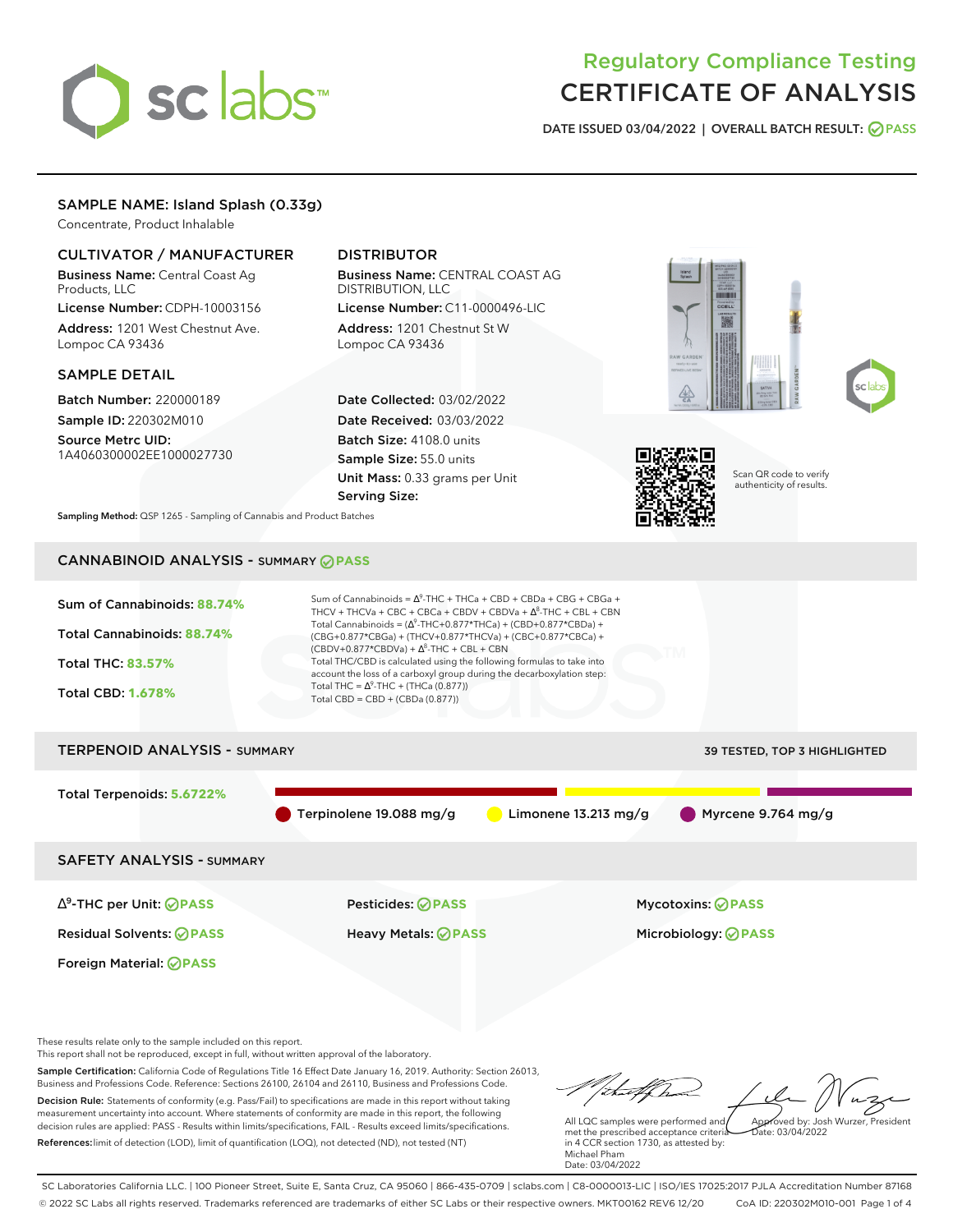# Regulatory Compliance Testing
# CERTIFICATE OF ANALYSIS

DATE ISSUED 03/04/2022 | OVERALL BATCH RESULT: PASS

## SAMPLE NAME: Island Splash (0.33g)

Concentrate, Product Inhalable

### CULTIVATOR / MANUFACTURER

**Business Name:** Central Coast Ag Products, LLC

**License Number:** CDPH-10003156

**Address:** 1201 West Chestnut Ave. Lompoc CA 93436

### DISTRIBUTOR

**Business Name:** CENTRAL COAST AG DISTRIBUTION, LLC

**License Number:** C11-0000496-LIC

**Address:** 1201 Chestnut St W Lompoc CA 93436

### SAMPLE DETAIL

**Batch Number:** 220000189

**Sample ID:** 220302M010

**Source Metrc UID:** 1A4060300002EE1000027730

**Date Collected:** 03/02/2022

**Date Received:** 03/03/2022

**Batch Size:** 4108.0 units

**Sample Size:** 55.0 units

**Unit Mass:** 0.33 grams per Unit

**Serving Size:**

Scan QR code to verify authenticity of results.

**Sampling Method:** QSP 1265 - Sampling of Cannabis and Product Batches

## CANNABINOID ANALYSIS - SUMMARY PASS

Sum of Cannabinoids: **88.74%**

Total Cannabinoids: **88.74%**

Total THC: **83.57%**

Total CBD: **1.678%**

Sum of Cannabinoids = $\Delta^9$-THC + THCa + CBD + CBDa + CBG + CBGa + THCV + THCVa + CBC + CBCa + CBDV + CBDVa + $\Delta^8$-THC + CBL + CBN

Total Cannabinoids = ($\Delta^9$-THC+0.877*THCa) + (CBD+0.877*CBDa) + (CBG+0.877*CBGa) + (THCV+0.877*THCVa) + (CBC+0.877*CBCa) + (CBDV+0.877*CBDVa) + $\Delta^8$-THC + CBL + CBN

Total THC/CBD is calculated using the following formulas to take into account the loss of a carboxyl group during the decarboxylation step:

Total THC = $\Delta^9$-THC + (THCa (0.877))

Total CBD = CBD + (CBDa (0.877))

## TERPENOID ANALYSIS - SUMMARY

39 TESTED, TOP 3 HIGHLIGHTED

Total Terpenoids: **5.6722%**

- Terpinolene 19.088 mg/g
- Limonene 13.213 mg/g
- Myrcene 9.764 mg/g

## SAFETY ANALYSIS - SUMMARY

| | | |
|---|---|---|
| $\Delta^9$-THC per Unit: PASS | Pesticides: PASS | Mycotoxins: PASS |
| Residual Solvents: PASS | Heavy Metals: PASS | Microbiology: PASS |
| Foreign Material: PASS | | |

These results relate only to the sample included on this report.
This report shall not be reproduced, except in full, without written approval of the laboratory.

**Sample Certification:** California Code of Regulations Title 16 Effect Date January 16, 2019. Authority: Section 26013, Business and Professions Code. Reference: Sections 26100, 26104 and 26110, Business and Professions Code.

**Decision Rule:** Statements of conformity (e.g. Pass/Fail) to specifications are made in this report without taking measurement uncertainty into account. Where statements of conformity are made in this report, the following decision rules are applied: PASS - Results within limits/specifications, FAIL - Results exceed limits/specifications.

**References:** limit of detection (LOD), limit of quantification (LOQ), not detected (ND), not tested (NT)

All LQC samples were performed and met the prescribed acceptance criteria in 4 CCR section 1730, as attested by: Michael Pham
Date: 03/04/2022

Approved by: Josh Wurzer, President
Date: 03/04/2022

SC Laboratories California LLC. | 100 Pioneer Street, Suite E, Santa Cruz, CA 95060 | 866-435-0709 | sclabs.com | C8-0000013-LIC | ISO/IES 17025:2017 PJLA Accreditation Number 87168
© 2022 SC Labs all rights reserved. Trademarks referenced are trademarks of either SC Labs or their respective owners. MKT00162 REV6 12/20 CoA ID: 220302M010-001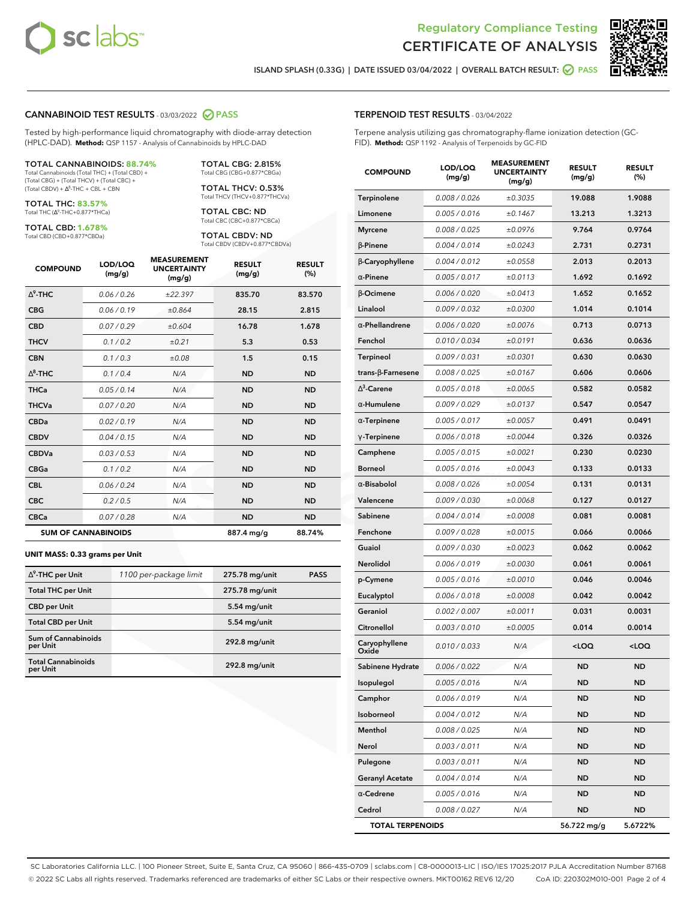Regulatory Compliance Testing
# CERTIFICATE OF ANALYSIS

ISLAND SPLASH (0.33G) | DATE ISSUED 03/04/2022 | OVERALL BATCH RESULT: PASS

## CANNABINOID TEST RESULTS - 03/03/2022 PASS

Tested by high-performance liquid chromatography with diode-array detection (HPLC-DAD). **Method:** QSP 1157 - Analysis of Cannabinoids by HPLC-DAD

**TOTAL CANNABINOIDS: 88.74%**
Total Cannabinoids (Total THC) + (Total CBD) + (Total CBG) + (Total THCV) + (Total CBC) + (Total CBDV) + $\Delta^8$-THC + CBL + CBN

**TOTAL THC: 83.57%**
Total THC ($\Delta^9$-THC+0.877*THCa)

**TOTAL CBD: 1.678%**
Total CBD (CBD+0.877*CBDa)

**TOTAL CBG: 2.815%**
Total CBG (CBG+0.877*CBGa)

**TOTAL THCV: 0.53%**
Total THCV (THCV+0.877*THCVa)

**TOTAL CBC: ND**
Total CBC (CBC+0.877*CBCa)

**TOTAL CBDV: ND**
Total CBDV (CBDV+0.877*CBDVa)

| COMPOUND | LOD/LOQ (mg/g) | MEASUREMENT UNCERTAINTY (mg/g) | RESULT (mg/g) | RESULT (%) |
|---|---|---|---|---|
| $\Delta^9$-THC | 0.06 / 0.26 | ±22.397 | 835.70 | 83.570 |
| CBG | 0.06 / 0.19 | ±0.864 | 28.15 | 2.815 |
| CBD | 0.07 / 0.29 | ±0.604 | 16.78 | 1.678 |
| THCV | 0.1 / 0.2 | ±0.21 | 5.3 | 0.53 |
| CBN | 0.1 / 0.3 | ±0.08 | 1.5 | 0.15 |
| $\Delta^8$-THC | 0.1 / 0.4 | N/A | ND | ND |
| THCa | 0.05 / 0.14 | N/A | ND | ND |
| THCVa | 0.07 / 0.20 | N/A | ND | ND |
| CBDa | 0.02 / 0.19 | N/A | ND | ND |
| CBDV | 0.04 / 0.15 | N/A | ND | ND |
| CBDVa | 0.03 / 0.53 | N/A | ND | ND |
| CBGa | 0.1 / 0.2 | N/A | ND | ND |
| CBL | 0.06 / 0.24 | N/A | ND | ND |
| CBC | 0.2 / 0.5 | N/A | ND | ND |
| CBCa | 0.07 / 0.28 | N/A | ND | ND |
| **SUM OF CANNABINOIDS** | | | **887.4 mg/g** | **88.74%** |

**UNIT MASS: 0.33 grams per Unit**

| | | | |
|---|---|---|---|
| $\Delta^9$-THC per Unit | 1100 per-package limit | 275.78 mg/unit | PASS |
| Total THC per Unit | | 275.78 mg/unit | |
| CBD per Unit | | 5.54 mg/unit | |
| Total CBD per Unit | | 5.54 mg/unit | |
| Sum of Cannabinoids per Unit | | 292.8 mg/unit | |
| Total Cannabinoids per Unit | | 292.8 mg/unit | |

## TERPENOID TEST RESULTS - 03/04/2022

Terpene analysis utilizing gas chromatography-flame ionization detection (GC-FID). **Method:** QSP 1192 - Analysis of Terpenoids by GC-FID

| COMPOUND | LOD/LOQ (mg/g) | MEASUREMENT UNCERTAINTY (mg/g) | RESULT (mg/g) | RESULT (%) |
|---|---|---|---|---|
| Terpinolene | 0.008 / 0.026 | ±0.3035 | 19.088 | 1.9088 |
| Limonene | 0.005 / 0.016 | ±0.1467 | 13.213 | 1.3213 |
| Myrcene | 0.008 / 0.025 | ±0.0976 | 9.764 | 0.9764 |
| β-Pinene | 0.004 / 0.014 | ±0.0243 | 2.731 | 0.2731 |
| β-Caryophyllene | 0.004 / 0.012 | ±0.0558 | 2.013 | 0.2013 |
| α-Pinene | 0.005 / 0.017 | ±0.0113 | 1.692 | 0.1692 |
| β-Ocimene | 0.006 / 0.020 | ±0.0413 | 1.652 | 0.1652 |
| Linalool | 0.009 / 0.032 | ±0.0300 | 1.014 | 0.1014 |
| α-Phellandrene | 0.006 / 0.020 | ±0.0076 | 0.713 | 0.0713 |
| Fenchol | 0.010 / 0.034 | ±0.0191 | 0.636 | 0.0636 |
| Terpineol | 0.009 / 0.031 | ±0.0301 | 0.630 | 0.0630 |
| trans-β-Farnesene | 0.008 / 0.025 | ±0.0167 | 0.606 | 0.0606 |
| $\Delta^3$-Carene | 0.005 / 0.018 | ±0.0065 | 0.582 | 0.0582 |
| α-Humulene | 0.009 / 0.029 | ±0.0137 | 0.547 | 0.0547 |
| α-Terpinene | 0.005 / 0.017 | ±0.0057 | 0.491 | 0.0491 |
| γ-Terpinene | 0.006 / 0.018 | ±0.0044 | 0.326 | 0.0326 |
| Camphene | 0.005 / 0.015 | ±0.0021 | 0.230 | 0.0230 |
| Borneol | 0.005 / 0.016 | ±0.0043 | 0.133 | 0.0133 |
| α-Bisabolol | 0.008 / 0.026 | ±0.0054 | 0.131 | 0.0131 |
| Valencene | 0.009 / 0.030 | ±0.0068 | 0.127 | 0.0127 |
| Sabinene | 0.004 / 0.014 | ±0.0008 | 0.081 | 0.0081 |
| Fenchone | 0.009 / 0.028 | ±0.0015 | 0.066 | 0.0066 |
| Guaiol | 0.009 / 0.030 | ±0.0023 | 0.062 | 0.0062 |
| Nerolidol | 0.006 / 0.019 | ±0.0030 | 0.061 | 0.0061 |
| p-Cymene | 0.005 / 0.016 | ±0.0010 | 0.046 | 0.0046 |
| Eucalyptol | 0.006 / 0.018 | ±0.0008 | 0.042 | 0.0042 |
| Geraniol | 0.002 / 0.007 | ±0.0011 | 0.031 | 0.0031 |
| Citronellol | 0.003 / 0.010 | ±0.0005 | 0.014 | 0.0014 |
| Caryophyllene Oxide | 0.010 / 0.033 | N/A | <LOQ | <LOQ |
| Sabinene Hydrate | 0.006 / 0.022 | N/A | ND | ND |
| Isopulegol | 0.005 / 0.016 | N/A | ND | ND |
| Camphor | 0.006 / 0.019 | N/A | ND | ND |
| Isoborneol | 0.004 / 0.012 | N/A | ND | ND |
| Menthol | 0.008 / 0.025 | N/A | ND | ND |
| Nerol | 0.003 / 0.011 | N/A | ND | ND |
| Pulegone | 0.003 / 0.011 | N/A | ND | ND |
| Geranyl Acetate | 0.004 / 0.014 | N/A | ND | ND |
| α-Cedrene | 0.005 / 0.016 | N/A | ND | ND |
| Cedrol | 0.008 / 0.027 | N/A | ND | ND |
| **TOTAL TERPENOIDS** | | | **56.722 mg/g** | **5.6722%** |

SC Laboratories California LLC. | 100 Pioneer Street, Suite E, Santa Cruz, CA 95060 | 866-435-0709 | sclabs.com | C8-0000013-LIC | ISO/IES 17025:2017 PJLA Accreditation Number 87168
© 2022 SC Labs all rights reserved. Trademarks referenced are trademarks of either SC Labs or their respective owners. MKT00162 REV6 12/20 CoA ID: 220302M010-001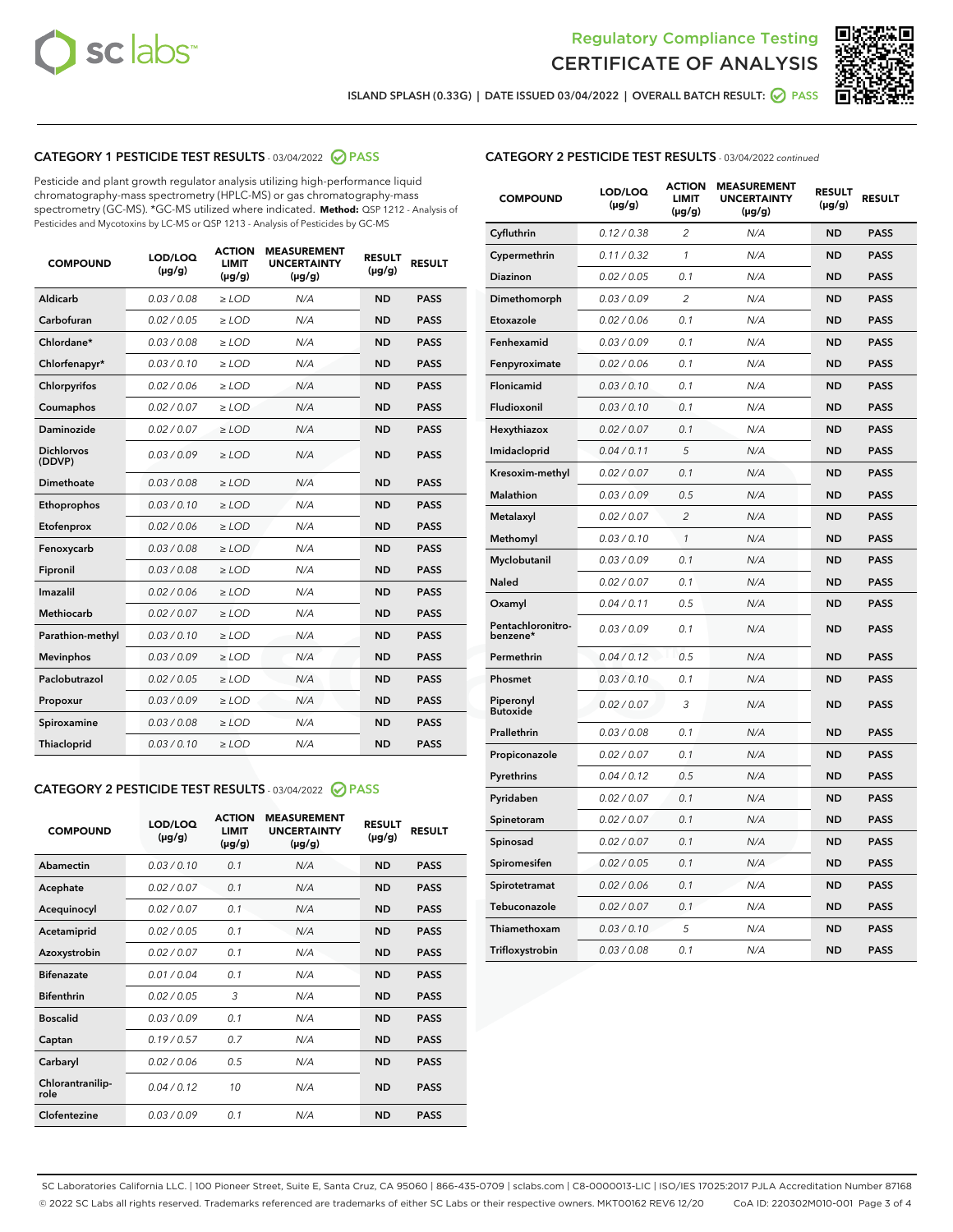Regulatory Compliance Testing

# CERTIFICATE OF ANALYSIS

ISLAND SPLASH (0.33G) | DATE ISSUED 03/04/2022 | OVERALL BATCH RESULT: PASS

## CATEGORY 1 PESTICIDE TEST RESULTS - 03/04/2022 PASS

Pesticide and plant growth regulator analysis utilizing high-performance liquid chromatography-mass spectrometry (HPLC-MS) or gas chromatography-mass spectrometry (GC-MS). *GC-MS utilized where indicated. **Method:** QSP 1212 - Analysis of Pesticides and Mycotoxins by LC-MS or QSP 1213 - Analysis of Pesticides by GC-MS

| COMPOUND | LOD/LOQ (µg/g) | ACTION LIMIT (µg/g) | MEASUREMENT UNCERTAINTY (µg/g) | RESULT (µg/g) | RESULT |
|---|---|---|---|---|---|
| Aldicarb | 0.03 / 0.08 | ≥ LOD | N/A | ND | PASS |
| Carbofuran | 0.02 / 0.05 | ≥ LOD | N/A | ND | PASS |
| Chlordane* | 0.03 / 0.08 | ≥ LOD | N/A | ND | PASS |
| Chlorfenapyr* | 0.03 / 0.10 | ≥ LOD | N/A | ND | PASS |
| Chlorpyrifos | 0.02 / 0.06 | ≥ LOD | N/A | ND | PASS |
| Coumaphos | 0.02 / 0.07 | ≥ LOD | N/A | ND | PASS |
| Daminozide | 0.02 / 0.07 | ≥ LOD | N/A | ND | PASS |
| Dichlorvos (DDVP) | 0.03 / 0.09 | ≥ LOD | N/A | ND | PASS |
| Dimethoate | 0.03 / 0.08 | ≥ LOD | N/A | ND | PASS |
| Ethoprophos | 0.03 / 0.10 | ≥ LOD | N/A | ND | PASS |
| Etofenprox | 0.02 / 0.06 | ≥ LOD | N/A | ND | PASS |
| Fenoxycarb | 0.03 / 0.08 | ≥ LOD | N/A | ND | PASS |
| Fipronil | 0.03 / 0.08 | ≥ LOD | N/A | ND | PASS |
| Imazalil | 0.02 / 0.06 | ≥ LOD | N/A | ND | PASS |
| Methiocarb | 0.02 / 0.07 | ≥ LOD | N/A | ND | PASS |
| Parathion-methyl | 0.03 / 0.10 | ≥ LOD | N/A | ND | PASS |
| Mevinphos | 0.03 / 0.09 | ≥ LOD | N/A | ND | PASS |
| Paclobutrazol | 0.02 / 0.05 | ≥ LOD | N/A | ND | PASS |
| Propoxur | 0.03 / 0.09 | ≥ LOD | N/A | ND | PASS |
| Spiroxamine | 0.03 / 0.08 | ≥ LOD | N/A | ND | PASS |
| Thiacloprid | 0.03 / 0.10 | ≥ LOD | N/A | ND | PASS |

## CATEGORY 2 PESTICIDE TEST RESULTS - 03/04/2022 PASS

| COMPOUND | LOD/LOQ (µg/g) | ACTION LIMIT (µg/g) | MEASUREMENT UNCERTAINTY (µg/g) | RESULT (µg/g) | RESULT |
|---|---|---|---|---|---|
| Abamectin | 0.03 / 0.10 | 0.1 | N/A | ND | PASS |
| Acephate | 0.02 / 0.07 | 0.1 | N/A | ND | PASS |
| Acequinocyl | 0.02 / 0.07 | 0.1 | N/A | ND | PASS |
| Acetamiprid | 0.02 / 0.05 | 0.1 | N/A | ND | PASS |
| Azoxystrobin | 0.02 / 0.07 | 0.1 | N/A | ND | PASS |
| Bifenazate | 0.01 / 0.04 | 0.1 | N/A | ND | PASS |
| Bifenthrin | 0.02 / 0.05 | 3 | N/A | ND | PASS |
| Boscalid | 0.03 / 0.09 | 0.1 | N/A | ND | PASS |
| Captan | 0.19 / 0.57 | 0.7 | N/A | ND | PASS |
| Carbaryl | 0.02 / 0.06 | 0.5 | N/A | ND | PASS |
| Chlorantraniliprole | 0.04 / 0.12 | 10 | N/A | ND | PASS |
| Clofentezine | 0.03 / 0.09 | 0.1 | N/A | ND | PASS |
| Cyfluthrin | 0.12 / 0.38 | 2 | N/A | ND | PASS |
| Cypermethrin | 0.11 / 0.32 | 1 | N/A | ND | PASS |
| Diazinon | 0.02 / 0.05 | 0.1 | N/A | ND | PASS |
| Dimethomorph | 0.03 / 0.09 | 2 | N/A | ND | PASS |
| Etoxazole | 0.02 / 0.06 | 0.1 | N/A | ND | PASS |
| Fenhexamid | 0.03 / 0.09 | 0.1 | N/A | ND | PASS |
| Fenpyroximate | 0.02 / 0.06 | 0.1 | N/A | ND | PASS |
| Flonicamid | 0.03 / 0.10 | 0.1 | N/A | ND | PASS |
| Fludioxonil | 0.03 / 0.10 | 0.1 | N/A | ND | PASS |
| Hexythiazox | 0.02 / 0.07 | 0.1 | N/A | ND | PASS |
| Imidacloprid | 0.04 / 0.11 | 5 | N/A | ND | PASS |
| Kresoxim-methyl | 0.02 / 0.07 | 0.1 | N/A | ND | PASS |
| Malathion | 0.03 / 0.09 | 0.5 | N/A | ND | PASS |
| Metalaxyl | 0.02 / 0.07 | 2 | N/A | ND | PASS |
| Methomyl | 0.03 / 0.10 | 1 | N/A | ND | PASS |
| Myclobutanil | 0.03 / 0.09 | 0.1 | N/A | ND | PASS |
| Naled | 0.02 / 0.07 | 0.1 | N/A | ND | PASS |
| Oxamyl | 0.04 / 0.11 | 0.5 | N/A | ND | PASS |
| Pentachloronitrobenzene* | 0.03 / 0.09 | 0.1 | N/A | ND | PASS |
| Permethrin | 0.04 / 0.12 | 0.5 | N/A | ND | PASS |
| Phosmet | 0.03 / 0.10 | 0.1 | N/A | ND | PASS |
| Piperonyl Butoxide | 0.02 / 0.07 | 3 | N/A | ND | PASS |
| Prallethrin | 0.03 / 0.08 | 0.1 | N/A | ND | PASS |
| Propiconazole | 0.02 / 0.07 | 0.1 | N/A | ND | PASS |
| Pyrethrins | 0.04 / 0.12 | 0.5 | N/A | ND | PASS |
| Pyridaben | 0.02 / 0.07 | 0.1 | N/A | ND | PASS |
| Spinetoram | 0.02 / 0.07 | 0.1 | N/A | ND | PASS |
| Spinosad | 0.02 / 0.07 | 0.1 | N/A | ND | PASS |
| Spiromesifen | 0.02 / 0.05 | 0.1 | N/A | ND | PASS |
| Spirotetramat | 0.02 / 0.06 | 0.1 | N/A | ND | PASS |
| Tebuconazole | 0.02 / 0.07 | 0.1 | N/A | ND | PASS |
| Thiamethoxam | 0.03 / 0.10 | 5 | N/A | ND | PASS |
| Trifloxystrobin | 0.03 / 0.08 | 0.1 | N/A | ND | PASS |

SC Laboratories California LLC. | 100 Pioneer Street, Suite E, Santa Cruz, CA 95060 | 866-435-0709 | sclabs.com | C8-0000013-LIC | ISO/IES 17025:2017 PJLA Accreditation Number 87168
© 2022 SC Labs all rights reserved. Trademarks referenced are trademarks of either SC Labs or their respective owners. MKT00162 REV6 12/20 CoA ID: 220302M010-001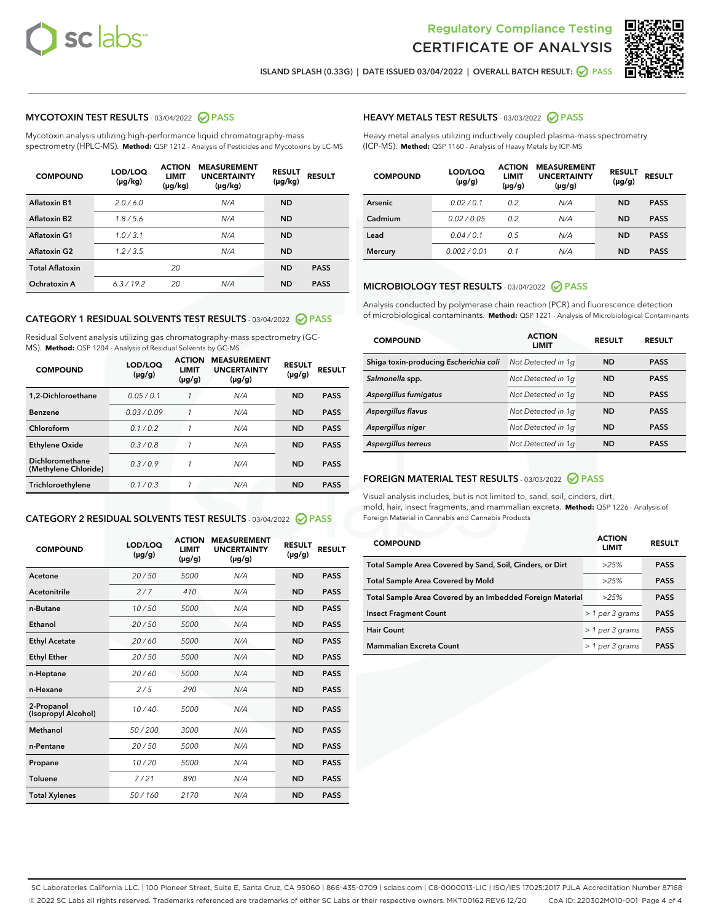Regulatory Compliance Testing
CERTIFICATE OF ANALYSIS

ISLAND SPLASH (0.33G) | DATE ISSUED 03/04/2022 | OVERALL BATCH RESULT: PASS

## MYCOTOXIN TEST RESULTS - 03/04/2022 PASS

Mycotoxin analysis utilizing high-performance liquid chromatography-mass spectrometry (HPLC-MS). **Method:** QSP 1212 - Analysis of Pesticides and Mycotoxins by LC-MS

| COMPOUND | LOD/LOQ (µg/kg) | ACTION LIMIT (µg/kg) | MEASUREMENT UNCERTAINTY (µg/kg) | RESULT (µg/kg) | RESULT |
|---|---|---|---|---|---|
| Aflatoxin B1 | 2.0 / 6.0 | | N/A | ND | |
| Aflatoxin B2 | 1.8 / 5.6 | | N/A | ND | |
| Aflatoxin G1 | 1.0 / 3.1 | | N/A | ND | |
| Aflatoxin G2 | 1.2 / 3.5 | | N/A | ND | |
| Total Aflatoxin | | 20 | | ND | PASS |
| Ochratoxin A | 6.3 / 19.2 | 20 | N/A | ND | PASS |

## CATEGORY 1 RESIDUAL SOLVENTS TEST RESULTS - 03/04/2022 PASS

Residual Solvent analysis utilizing gas chromatography-mass spectrometry (GC-MS). **Method:** QSP 1204 - Analysis of Residual Solvents by GC-MS

| COMPOUND | LOD/LOQ (µg/g) | ACTION LIMIT (µg/g) | MEASUREMENT UNCERTAINTY (µg/g) | RESULT (µg/g) | RESULT |
|---|---|---|---|---|---|
| 1,2-Dichloroethane | 0.05 / 0.1 | 1 | N/A | ND | PASS |
| Benzene | 0.03 / 0.09 | 1 | N/A | ND | PASS |
| Chloroform | 0.1 / 0.2 | 1 | N/A | ND | PASS |
| Ethylene Oxide | 0.3 / 0.8 | 1 | N/A | ND | PASS |
| Dichloromethane (Methylene Chloride) | 0.3 / 0.9 | 1 | N/A | ND | PASS |
| Trichloroethylene | 0.1 / 0.3 | 1 | N/A | ND | PASS |

## CATEGORY 2 RESIDUAL SOLVENTS TEST RESULTS - 03/04/2022 PASS

| COMPOUND | LOD/LOQ (µg/g) | ACTION LIMIT (µg/g) | MEASUREMENT UNCERTAINTY (µg/g) | RESULT (µg/g) | RESULT |
|---|---|---|---|---|---|
| Acetone | 20 / 50 | 5000 | N/A | ND | PASS |
| Acetonitrile | 2 / 7 | 410 | N/A | ND | PASS |
| n-Butane | 10 / 50 | 5000 | N/A | ND | PASS |
| Ethanol | 20 / 50 | 5000 | N/A | ND | PASS |
| Ethyl Acetate | 20 / 60 | 5000 | N/A | ND | PASS |
| Ethyl Ether | 20 / 50 | 5000 | N/A | ND | PASS |
| n-Heptane | 20 / 60 | 5000 | N/A | ND | PASS |
| n-Hexane | 2 / 5 | 290 | N/A | ND | PASS |
| 2-Propanol (Isopropyl Alcohol) | 10 / 40 | 5000 | N/A | ND | PASS |
| Methanol | 50 / 200 | 3000 | N/A | ND | PASS |
| n-Pentane | 20 / 50 | 5000 | N/A | ND | PASS |
| Propane | 10 / 20 | 5000 | N/A | ND | PASS |
| Toluene | 7 / 21 | 890 | N/A | ND | PASS |
| Total Xylenes | 50 / 160 | 2170 | N/A | ND | PASS |

## HEAVY METALS TEST RESULTS - 03/03/2022 PASS

Heavy metal analysis utilizing inductively coupled plasma-mass spectrometry (ICP-MS). **Method:** QSP 1160 - Analysis of Heavy Metals by ICP-MS

| COMPOUND | LOD/LOQ (µg/g) | ACTION LIMIT (µg/g) | MEASUREMENT UNCERTAINTY (µg/g) | RESULT (µg/g) | RESULT |
|---|---|---|---|---|---|
| Arsenic | 0.02 / 0.1 | 0.2 | N/A | ND | PASS |
| Cadmium | 0.02 / 0.05 | 0.2 | N/A | ND | PASS |
| Lead | 0.04 / 0.1 | 0.5 | N/A | ND | PASS |
| Mercury | 0.002 / 0.01 | 0.1 | N/A | ND | PASS |

## MICROBIOLOGY TEST RESULTS - 03/04/2022 PASS

Analysis conducted by polymerase chain reaction (PCR) and fluorescence detection of microbiological contaminants. **Method:** QSP 1221 - Analysis of Microbiological Contaminants

| COMPOUND | ACTION LIMIT | RESULT | RESULT |
|---|---|---|---|
| Shiga toxin-producing *Escherichia coli* | Not Detected in 1g | ND | PASS |
| *Salmonella* spp. | Not Detected in 1g | ND | PASS |
| *Aspergillus fumigatus* | Not Detected in 1g | ND | PASS |
| *Aspergillus flavus* | Not Detected in 1g | ND | PASS |
| *Aspergillus niger* | Not Detected in 1g | ND | PASS |
| *Aspergillus terreus* | Not Detected in 1g | ND | PASS |

## FOREIGN MATERIAL TEST RESULTS - 03/03/2022 PASS

Visual analysis includes, but is not limited to, sand, soil, cinders, dirt, mold, hair, insect fragments, and mammalian excreta. **Method:** QSP 1226 - Analysis of Foreign Material in Cannabis and Cannabis Products

| COMPOUND | ACTION LIMIT | RESULT |
|---|---|---|
| Total Sample Area Covered by Sand, Soil, Cinders, or Dirt | >25% | PASS |
| Total Sample Area Covered by Mold | >25% | PASS |
| Total Sample Area Covered by an Imbedded Foreign Material | >25% | PASS |
| Insect Fragment Count | > 1 per 3 grams | PASS |
| Hair Count | > 1 per 3 grams | PASS |
| Mammalian Excreta Count | > 1 per 3 grams | PASS |

SC Laboratories California LLC. | 100 Pioneer Street, Suite E, Santa Cruz, CA 95060 | 866-435-0709 | sclabs.com | C8-0000013-LIC | ISO/IES 17025:2017 PJLA Accreditation Number 87168
© 2022 SC Labs all rights reserved. Trademarks referenced are trademarks of either SC Labs or their respective owners. MKT00162 REV6 12/20 CoA ID: 220302M010-001